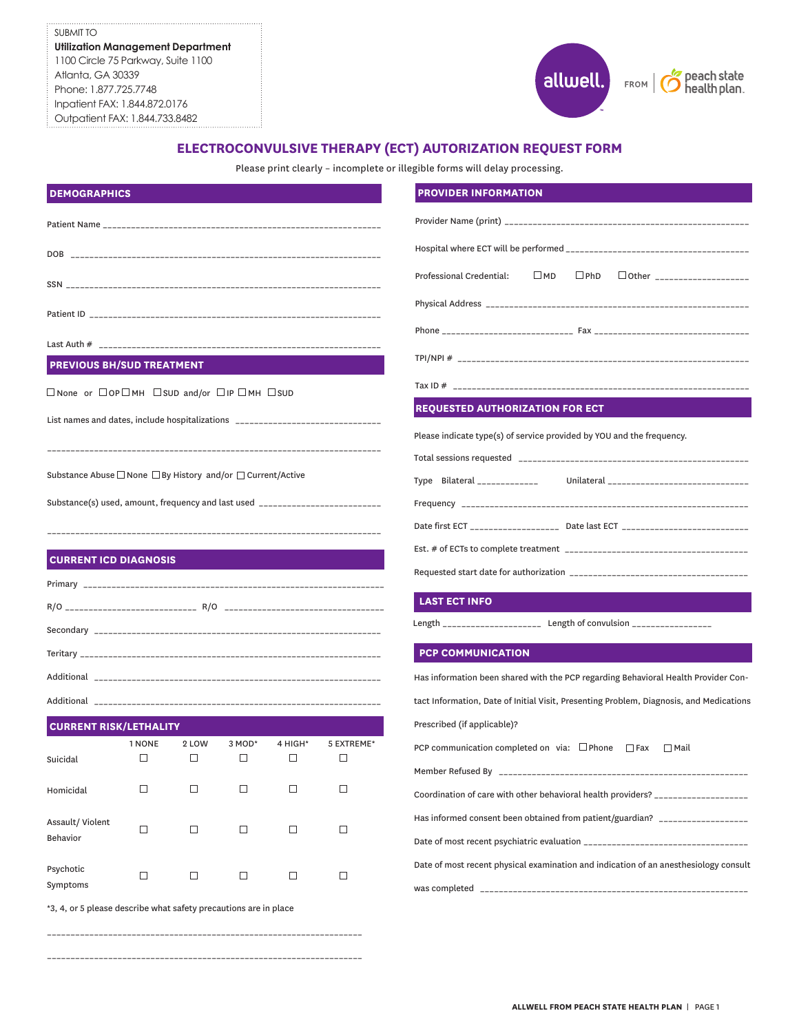SUBMIT TO
**Utilization Management Department**
1100 Circle 75 Parkway, Suite 1100
Atlanta, GA 30339
Phone: 1.877.725.7748
Inpatient FAX: 1.844.872.0176
Outpatient FAX: 1.844.733.8482

allwell. FROM peach state health plan.

# ELECTROCONVULSIVE THERAPY (ECT) AUTORIZATION REQUEST FORM

Please print clearly – incomplete or illegible forms will delay processing.

## DEMOGRAPHICS

Patient Name ______________________________________________________________

DOB ______________________________________________________________

SSN ______________________________________________________________

Patient ID ______________________________________________________________

Last Auth # ______________________________________________________________

## PREVIOUS BH/SUD TREATMENT

☐ None or ☐ OP ☐ MH ☐ SUD and/or ☐ IP ☐ MH ☐ SUD

List names and dates, include hospitalizations ______________________________

______________________________________________________________

Substance Abuse ☐ None ☐ By History and/or ☐ Current/Active

Substance(s) used, amount, frequency and last used ________________________

______________________________________________________________

## CURRENT ICD DIAGNOSIS

Primary ______________________________________________________________

R/O ___________________________ R/O ___________________________

Secondary ______________________________________________________________

Teritary ______________________________________________________________

Additional ______________________________________________________________

Additional ______________________________________________________________

## CURRENT RISK/LETHALITY

| | 1 NONE | 2 LOW | 3 MOD* | 4 HIGH* | 5 EXTREME* |
|---|---|---|---|---|---|
| Suicidal | ☐ | ☐ | ☐ | ☐ | ☐ |
| Homicidal | ☐ | ☐ | ☐ | ☐ | ☐ |
| Assault/ Violent Behavior | ☐ | ☐ | ☐ | ☐ | ☐ |
| Psychotic Symptoms | ☐ | ☐ | ☐ | ☐ | ☐ |

*3, 4, or 5 please describe what safety precautions are in place

______________________________________________________________

______________________________________________________________

## PROVIDER INFORMATION

Provider Name (print) ______________________________________________________

Hospital where ECT will be performed ________________________________________

Professional Credential: ☐ MD ☐ PhD ☐ Other ___________________

Physical Address ______________________________________________________

Phone ___________________________ Fax ___________________________

TPI/NPI # ______________________________________________________

Tax ID # ______________________________________________________

## REQUESTED AUTHORIZATION FOR ECT

Please indicate type(s) of service provided by YOU and the frequency.

Total sessions requested ______________________________________________

Type Bilateral ____________ Unilateral ____________________________

Frequency ______________________________________________________

Date first ECT __________________ Date last ECT __________________________

Est. # of ECTs to complete treatment ______________________________________

Requested start date for authorization ______________________________________

## LAST ECT INFO

Length ____________________ Length of convulsion ________________

## PCP COMMUNICATION

Has information been shared with the PCP regarding Behavioral Health Provider Contact Information, Date of Initial Visit, Presenting Problem, Diagnosis, and Medications Prescribed (if applicable)?

PCP communication completed on via: ☐ Phone ☐ Fax ☐ Mail

Member Refused By ______________________________________________________

Coordination of care with other behavioral health providers? ___________________

Has informed consent been obtained from patient/guardian? __________________

Date of most recent psychiatric evaluation __________________________________

Date of most recent physical examination and indication of an anesthesiology consult was completed ______________________________________________________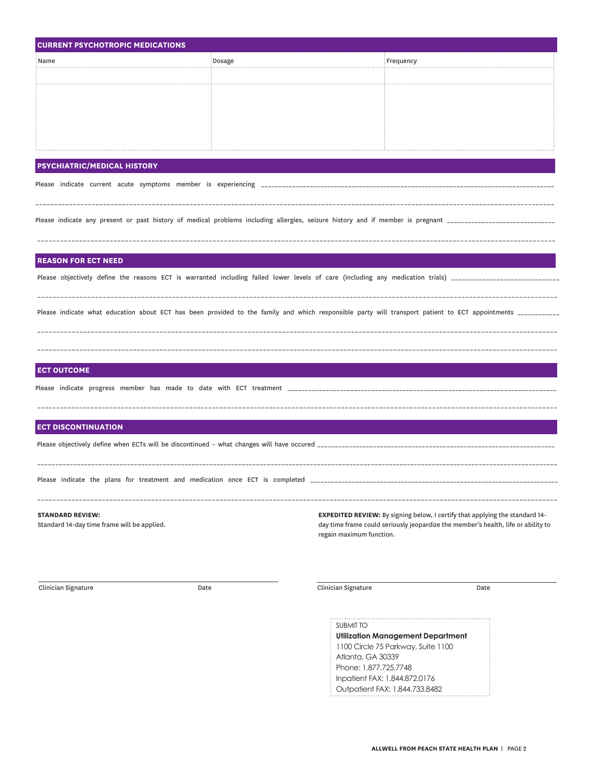## CURRENT PSYCHOTROPIC MEDICATIONS

| Name | Dosage | Frequency |
| --- | --- | --- |
| | | |
| | | |

## PSYCHIATRIC/MEDICAL HISTORY

Please indicate current acute symptoms member is experiencing ______________________________________________________________________________

______________________________________________________________________________

Please indicate any present or past history of medical problems including allergies, seizure history and if member is pregnant ______________________________

______________________________________________________________________________

## REASON FOR ECT NEED

Please objectively define the reasons ECT is warranted including failed lower levels of care (including any medication trials) ______________________________

______________________________________________________________________________

Please indicate what education about ECT has been provided to the family and which responsible party will transport patient to ECT appointments ___________

______________________________________________________________________________

______________________________________________________________________________

## ECT OUTCOME

Please indicate progress member has made to date with ECT treatment ______________________________________________________________________________

______________________________________________________________________________

## ECT DISCONTINUATION

Please objectively define when ECTs will be discontinued – what changes will have occured ______________________________________________________________________________

______________________________________________________________________________

Please indicate the plans for treatment and medication once ECT is completed ______________________________________________________________________________

______________________________________________________________________________

**STANDARD REVIEW:**
Standard 14-day time frame will be applied.

Clinician Signature                Date

**EXPEDITED REVIEW:** By signing below, I certify that applying the standard 14-day time frame could seriously jeopardize the member's health, life or ability to regain maximum function.

Clinician Signature                Date

SUBMIT TO
**Utilization Management Department**
1100 Circle 75 Parkway, Suite 1100
Atlanta, GA 30339
Phone: 1.877.725.7748
Inpatient FAX: 1.844.872.0176
Outpatient FAX: 1.844.733.8482